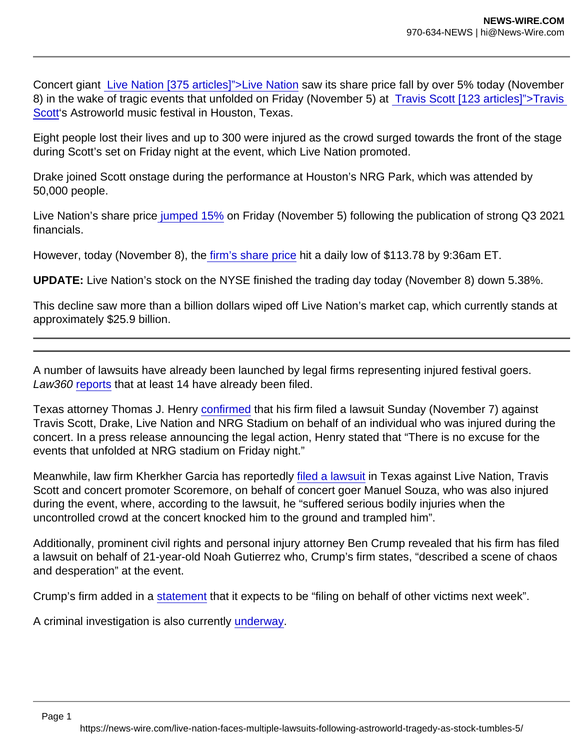Concert giant Live Nation [375 articles]">Live Nation saw its share price fall by over 5% today (November 8) in the wake of tragic events that unfolded on Friday (November 5) at Travis Scott [123 articles]">Travis Scott's Astroworld music festival in Houston, Texas.

Eight people lost their lives and up to 300 were injured as the crowd surged towards the front of the stage during Scott's set on Friday night at the event, which Live Nation promoted.

Drake joined Scott onstage during the performance at Houston's NRG Park, which was attended by 50,000 people.

Live Nation's share price jumped 15% on Friday (November 5) following the publication of strong Q3 2021 financials.

However, today (November 8), the firm's share price hit a daily low of $113.78 by 9:36am ET.

**UPDATE:** Live Nation's stock on the NYSE finished the trading day today (November 8) down 5.38%.

This decline saw more than a billion dollars wiped off Live Nation's market cap, which currently stands at approximately $25.9 billion.

---

A number of lawsuits have already been launched by legal firms representing injured festival goers. *Law360* reports that at least 14 have already been filed.

Texas attorney Thomas J. Henry confirmed that his firm filed a lawsuit Sunday (November 7) against Travis Scott, Drake, Live Nation and NRG Stadium on behalf of an individual who was injured during the concert. In a press release announcing the legal action, Henry stated that "There is no excuse for the events that unfolded at NRG stadium on Friday night."

Meanwhile, law firm Kherkher Garcia has reportedly filed a lawsuit in Texas against Live Nation, Travis Scott and concert promoter Scoremore, on behalf of concert goer Manuel Souza, who was also injured during the event, where, according to the lawsuit, he "suffered serious bodily injuries when the uncontrolled crowd at the concert knocked him to the ground and trampled him".

Additionally, prominent civil rights and personal injury attorney Ben Crump revealed that his firm has filed a lawsuit on behalf of 21-year-old Noah Gutierrez who, Crump's firm states, "described a scene of chaos and desperation" at the event.

Crump's firm added in a statement that it expects to be "filing on behalf of other victims next week".

A criminal investigation is also currently underway.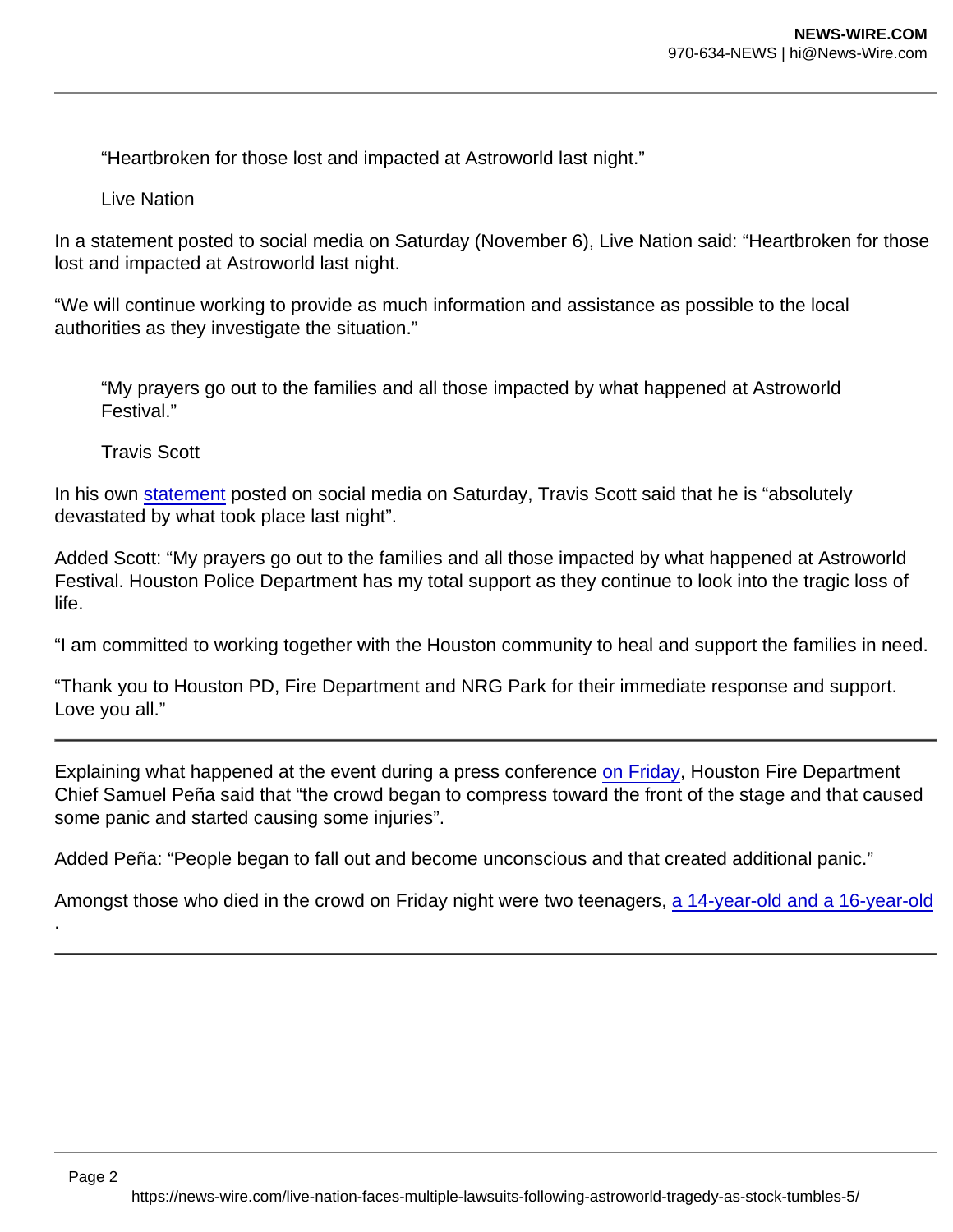> "Heartbroken for those lost and impacted at Astroworld last night."
>
> Live Nation

In a statement posted to social media on Saturday (November 6), Live Nation said: "Heartbroken for those lost and impacted at Astroworld last night.

"We will continue working to provide as much information and assistance as possible to the local authorities as they investigate the situation."

> "My prayers go out to the families and all those impacted by what happened at Astroworld Festival."
>
> Travis Scott

In his own statement posted on social media on Saturday, Travis Scott said that he is "absolutely devastated by what took place last night".

Added Scott: "My prayers go out to the families and all those impacted by what happened at Astroworld Festival. Houston Police Department has my total support as they continue to look into the tragic loss of life.

"I am committed to working together with the Houston community to heal and support the families in need.

"Thank you to Houston PD, Fire Department and NRG Park for their immediate response and support. Love you all."

---

Explaining what happened at the event during a press conference on Friday, Houston Fire Department Chief Samuel Peña said that "the crowd began to compress toward the front of the stage and that caused some panic and started causing some injuries".

Added Peña: "People began to fall out and become unconscious and that created additional panic."

Amongst those who died in the crowd on Friday night were two teenagers, a 14-year-old and a 16-year-old.

---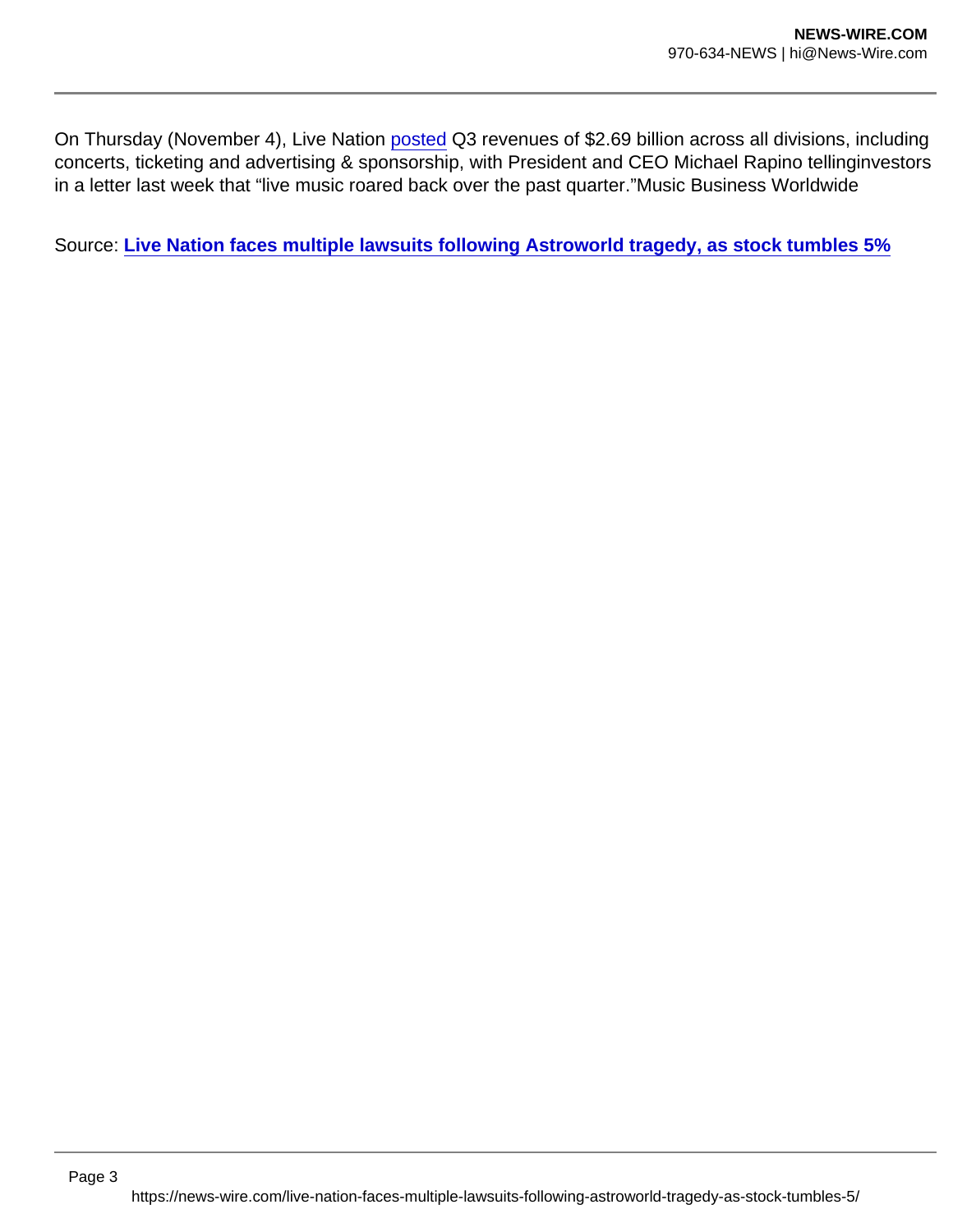On Thursday (November 4), Live Nation [posted](#) Q3 revenues of $2.69 billion across all divisions, including concerts, ticketing and advertising & sponsorship, with President and CEO Michael Rapino tellinginvestors in a letter last week that "live music roared back over the past quarter."Music Business Worldwide

Source: **[Live Nation faces multiple lawsuits following Astroworld tragedy, as stock tumbles 5%](#)**